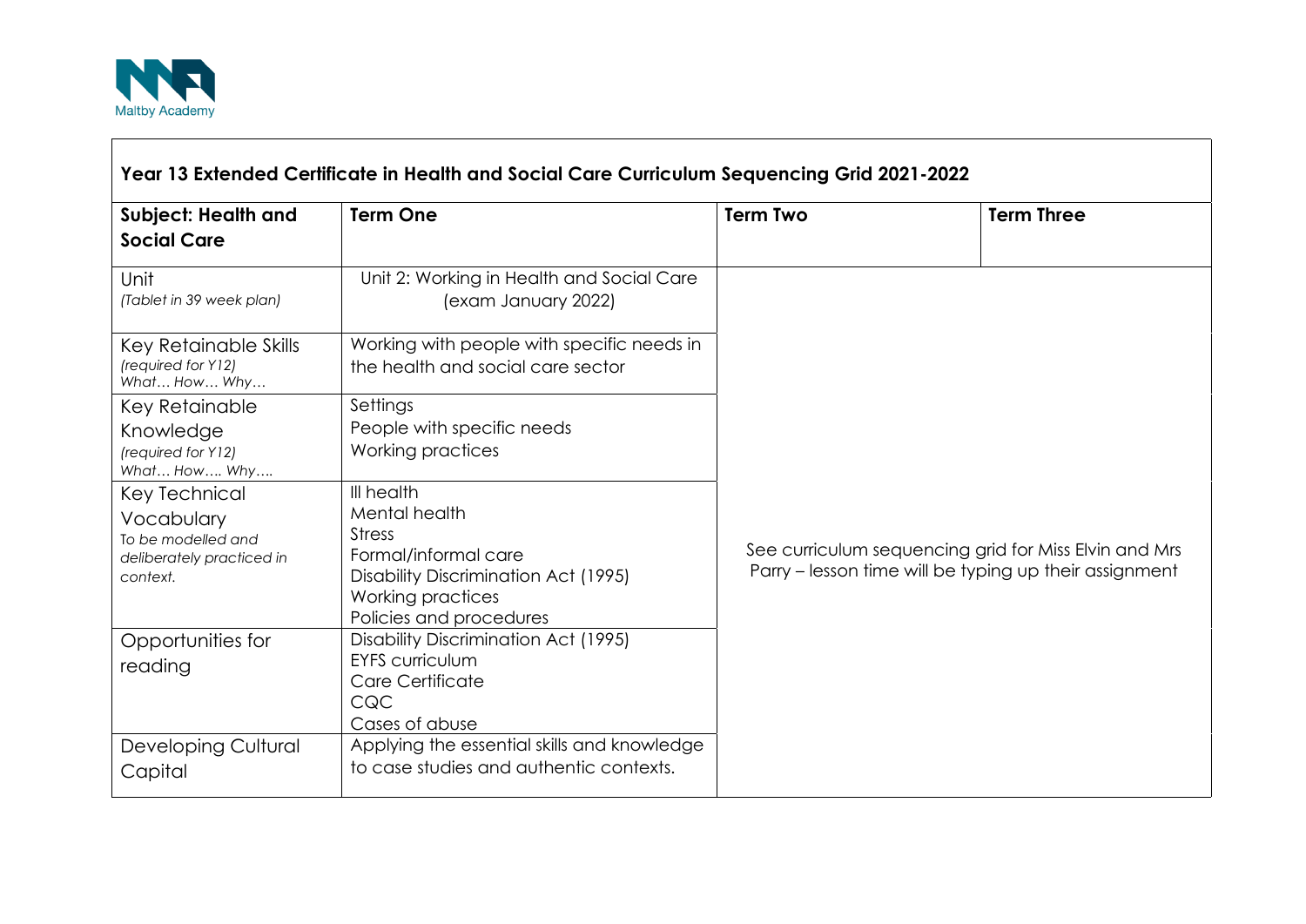Maltby Academy

| Year 13 Extended Certificate in Health and Social Care Curriculum Sequencing Grid 2021-2022 | | | |
|---|---|---|---|
| **Subject: Health and Social Care** | **Term One** | **Term Two** | **Term Three** |
| Unit *(Tablet in 39 week plan)* | Unit 2: Working in Health and Social Care (exam January 2022) | See curriculum sequencing grid for Miss Elvin and Mrs Parry – lesson time will be typing up their assignment | |
| Key Retainable Skills *(required for Y12) What… How… Why…* | Working with people with specific needs in the health and social care sector | | |
| Key Retainable Knowledge *(required for Y12) What… How…. Why….* | Settings<br>People with specific needs<br>Working practices | | |
| Key Technical Vocabulary *To be modelled and deliberately practiced in context.* | Ill health<br>Mental health<br>Stress<br>Formal/informal care<br>Disability Discrimination Act (1995)<br>Working practices<br>Policies and procedures | | |
| Opportunities for reading | Disability Discrimination Act (1995)<br>EYFS curriculum<br>Care Certificate<br>CQC<br>Cases of abuse | | |
| Developing Cultural Capital | Applying the essential skills and knowledge to case studies and authentic contexts. | | |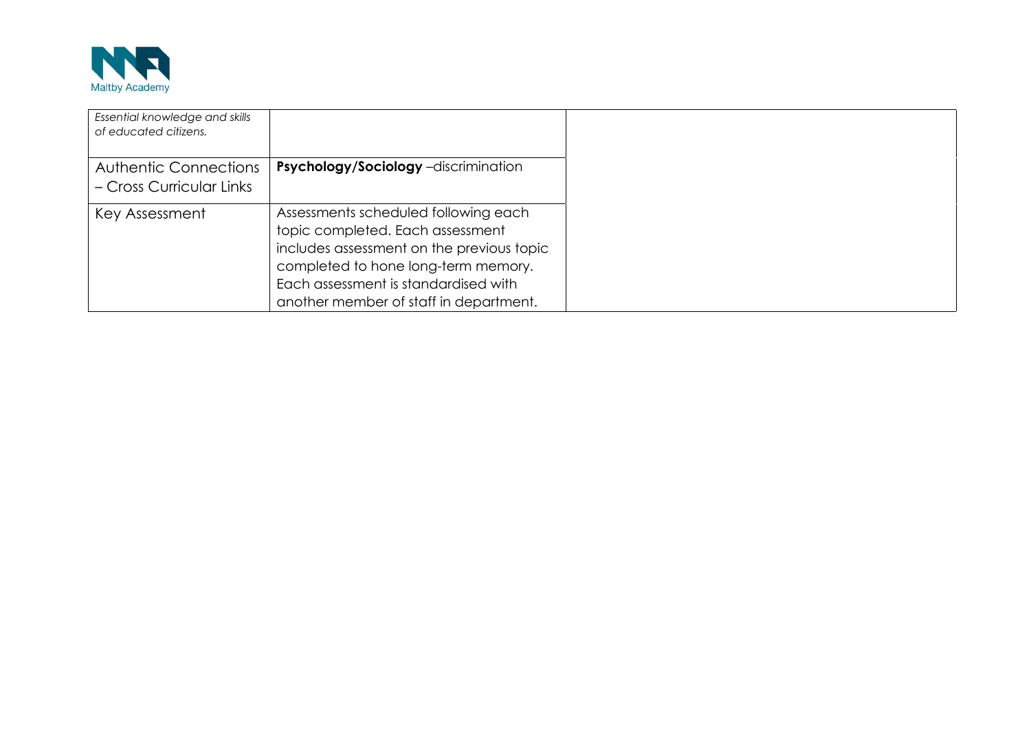| | | |
|---|---|---|
| *Essential knowledge and skills of educated citizens.* | | |
| Authentic Connections – Cross Curricular Links | **Psychology/Sociology** –discrimination | |
| Key Assessment | Assessments scheduled following each topic completed. Each assessment includes assessment on the previous topic completed to hone long-term memory. Each assessment is standardised with another member of staff in department. | |